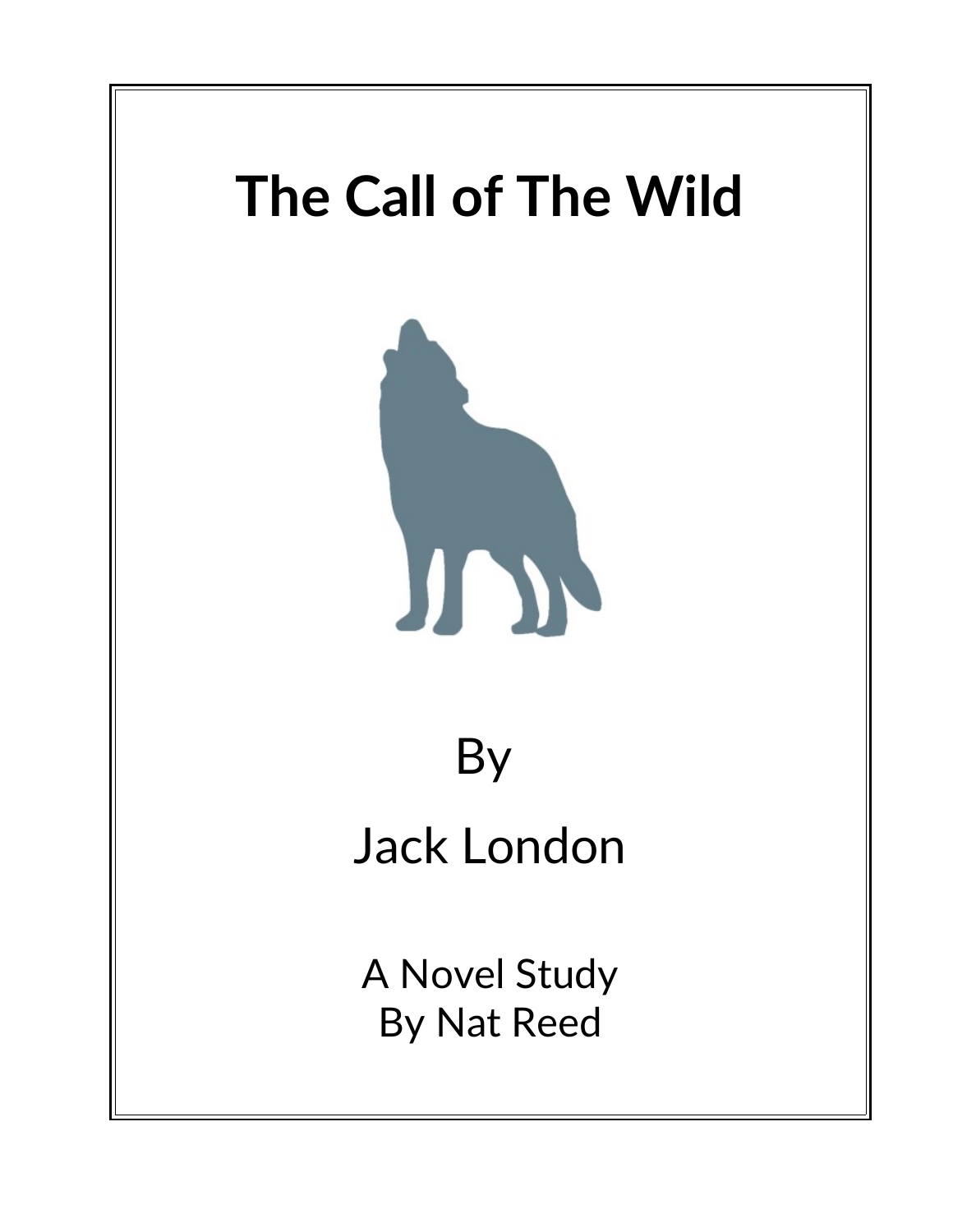# The Call of The Wild

By

Jack London

A Novel Study
By Nat Reed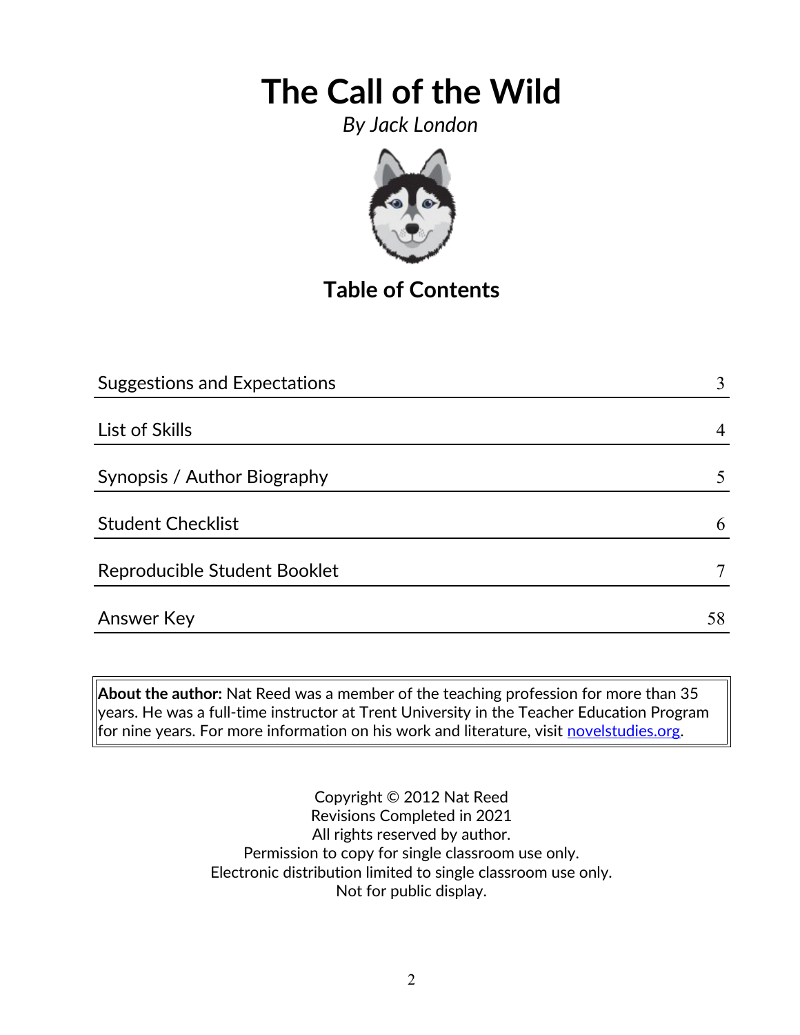# The Call of the Wild

*By Jack London*

## Table of Contents

| Section | Page |
|---|---|
| Suggestions and Expectations | 3 |
| List of Skills | 4 |
| Synopsis / Author Biography | 5 |
| Student Checklist | 6 |
| Reproducible Student Booklet | 7 |
| Answer Key | 58 |

**About the author:** Nat Reed was a member of the teaching profession for more than 35 years. He was a full-time instructor at Trent University in the Teacher Education Program for nine years. For more information on his work and literature, visit [novelstudies.org](novelstudies.org).

Copyright © 2012 Nat Reed
Revisions Completed in 2021
All rights reserved by author.
Permission to copy for single classroom use only.
Electronic distribution limited to single classroom use only.
Not for public display.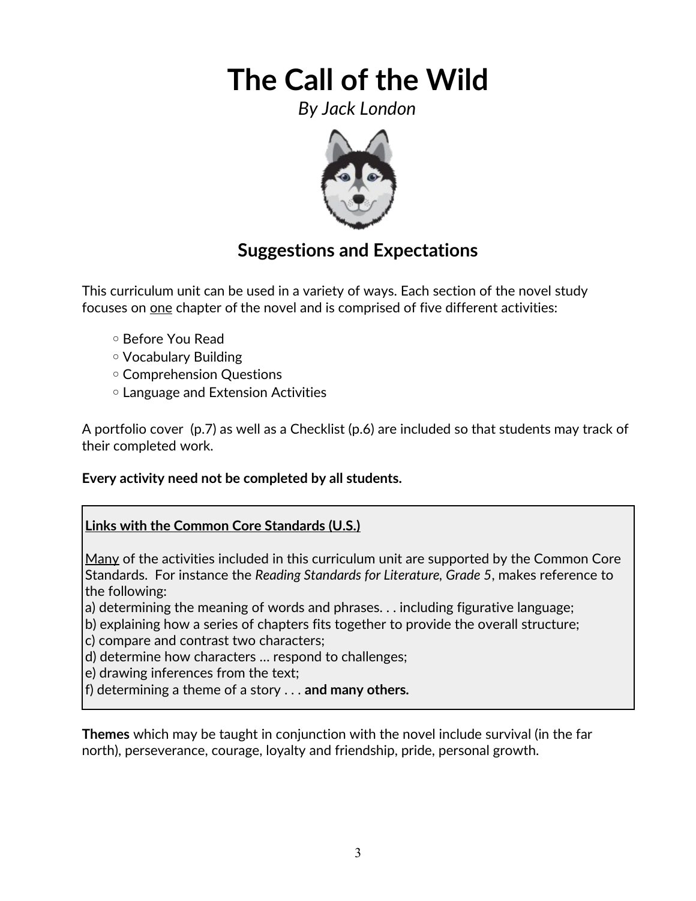# The Call of the Wild

*By Jack London*

## Suggestions and Expectations

This curriculum unit can be used in a variety of ways. Each section of the novel study focuses on one chapter of the novel and is comprised of five different activities:

- Before You Read
- Vocabulary Building
- Comprehension Questions
- Language and Extension Activities

A portfolio cover (p.7) as well as a Checklist (p.6) are included so that students may track of their completed work.

**Every activity need not be completed by all students.**

**Links with the Common Core Standards (U.S.)**

Many of the activities included in this curriculum unit are supported by the Common Core Standards. For instance the *Reading Standards for Literature, Grade 5*, makes reference to the following:
a) determining the meaning of words and phrases. . . including figurative language;
b) explaining how a series of chapters fits together to provide the overall structure;
c) compare and contrast two characters;
d) determine how characters … respond to challenges;
e) drawing inferences from the text;
f) determining a theme of a story . . . **and many others.**

**Themes** which may be taught in conjunction with the novel include survival (in the far north), perseverance, courage, loyalty and friendship, pride, personal growth.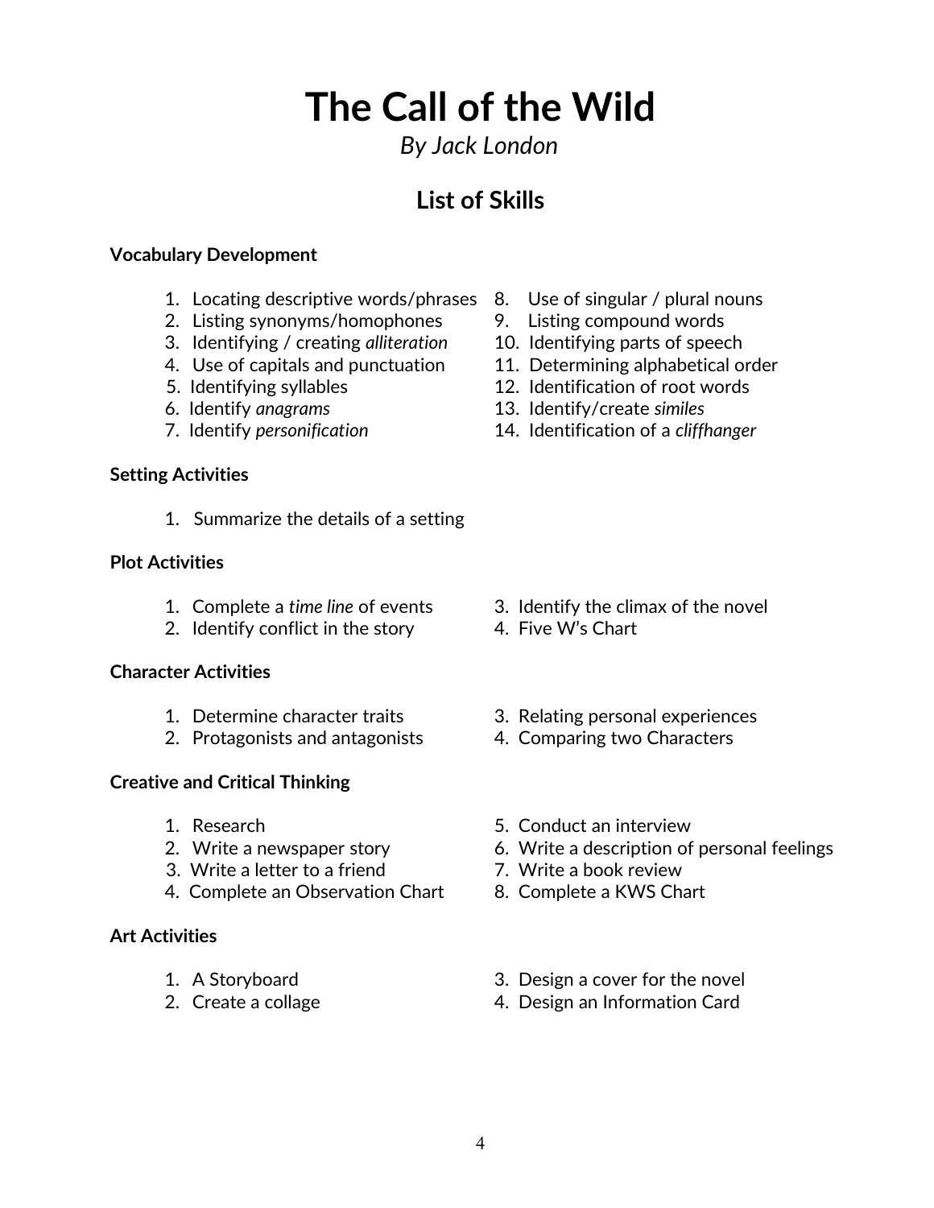# The Call of the Wild

*By Jack London*

## List of Skills

**Vocabulary Development**

1. Locating descriptive words/phrases
2. Listing synonyms/homophones
3. Identifying / creating *alliteration*
4. Use of capitals and punctuation
5. Identifying syllables
6. Identify *anagrams*
7. Identify *personification*
8. Use of singular / plural nouns
9. Listing compound words
10. Identifying parts of speech
11. Determining alphabetical order
12. Identification of root words
13. Identify/create *similes*
14. Identification of a *cliffhanger*

**Setting Activities**

1. Summarize the details of a setting

**Plot Activities**

1. Complete a *time line* of events
2. Identify conflict in the story
3. Identify the climax of the novel
4. Five W's Chart

**Character Activities**

1. Determine character traits
2. Protagonists and antagonists
3. Relating personal experiences
4. Comparing two Characters

**Creative and Critical Thinking**

1. Research
2. Write a newspaper story
3. Write a letter to a friend
4. Complete an Observation Chart
5. Conduct an interview
6. Write a description of personal feelings
7. Write a book review
8. Complete a KWS Chart

**Art Activities**

1. A Storyboard
2. Create a collage
3. Design a cover for the novel
4. Design an Information Card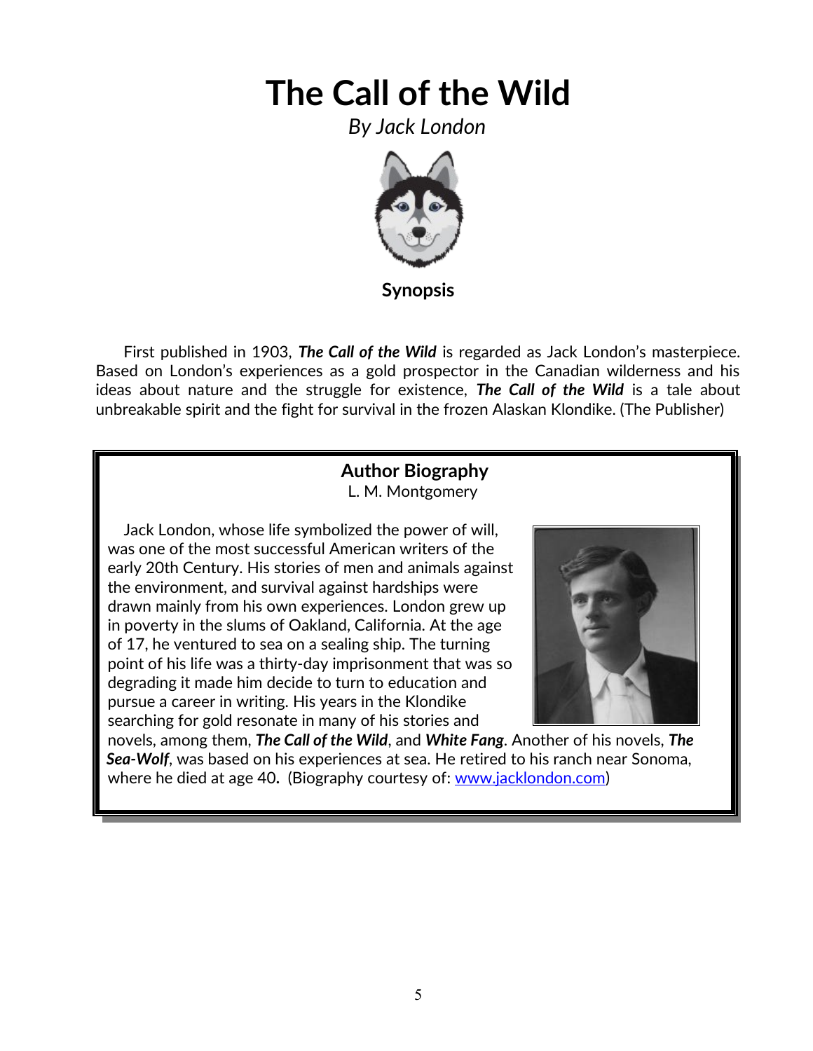# The Call of the Wild

*By Jack London*

## Synopsis

First published in 1903, ***The Call of the Wild*** is regarded as Jack London's masterpiece. Based on London's experiences as a gold prospector in the Canadian wilderness and his ideas about nature and the struggle for existence, ***The Call of the Wild*** is a tale about unbreakable spirit and the fight for survival in the frozen Alaskan Klondike. (The Publisher)

### Author Biography

L. M. Montgomery

Jack London, whose life symbolized the power of will, was one of the most successful American writers of the early 20th Century. His stories of men and animals against the environment, and survival against hardships were drawn mainly from his own experiences. London grew up in poverty in the slums of Oakland, California. At the age of 17, he ventured to sea on a sealing ship. The turning point of his life was a thirty-day imprisonment that was so degrading it made him decide to turn to education and pursue a career in writing. His years in the Klondike searching for gold resonate in many of his stories and novels, among them, ***The Call of the Wild***, and ***White Fang***. Another of his novels, ***The Sea-Wolf***, was based on his experiences at sea. He retired to his ranch near Sonoma, where he died at age 40**.** (Biography courtesy of: [www.jacklondon.com](www.jacklondon.com))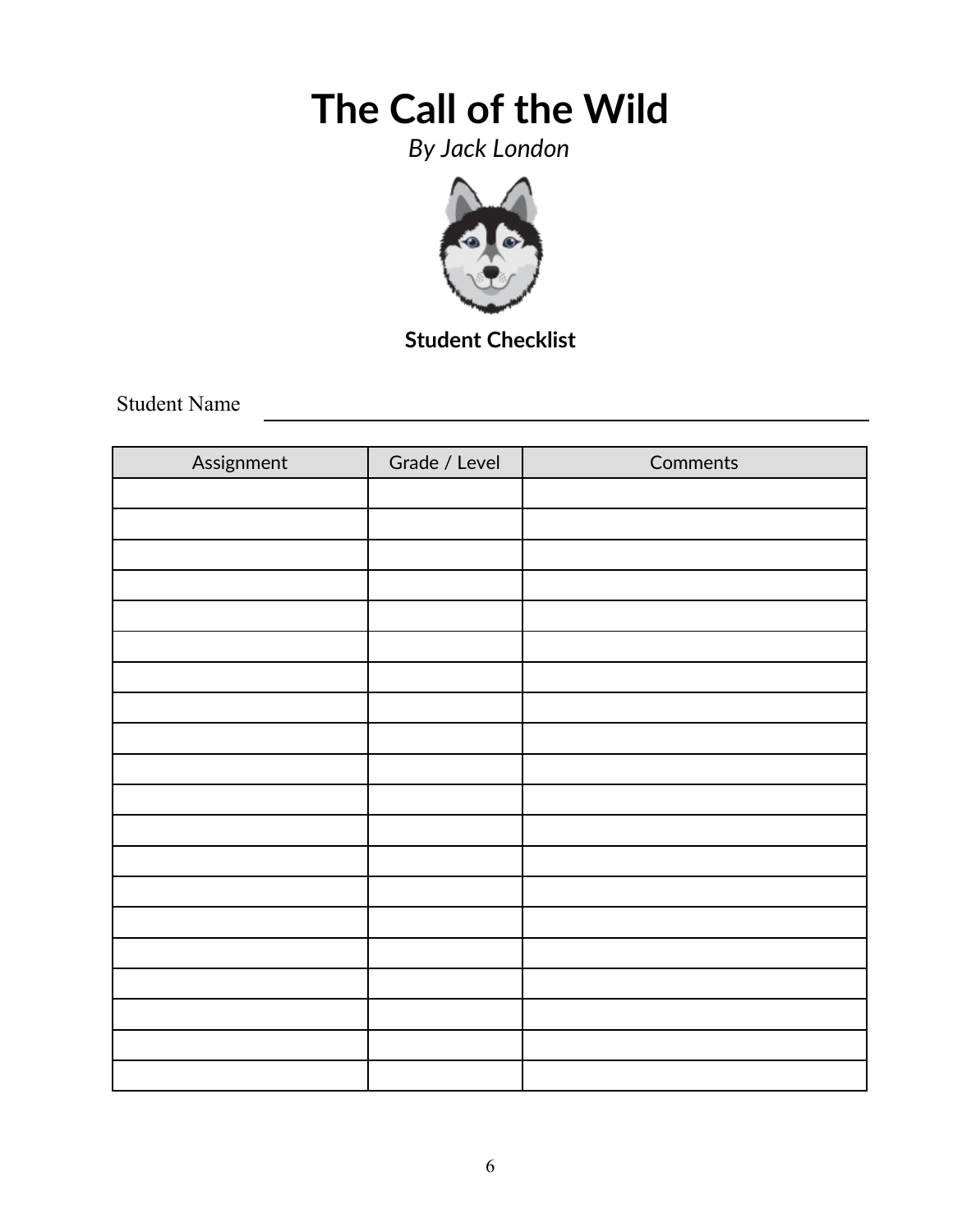# The Call of the Wild

*By Jack London*

**Student Checklist**

Student Name \_\_\_\_\_\_\_\_\_\_\_\_\_\_\_\_\_\_\_\_\_\_\_\_\_\_\_\_\_\_\_\_\_\_\_\_\_\_\_\_

| Assignment | Grade / Level | Comments |
|---|---|---|
| | | |
| | | |
| | | |
| | | |
| | | |
| | | |
| | | |
| | | |
| | | |
| | | |
| | | |
| | | |
| | | |
| | | |
| | | |
| | | |
| | | |
| | | |
| | | |
| | | |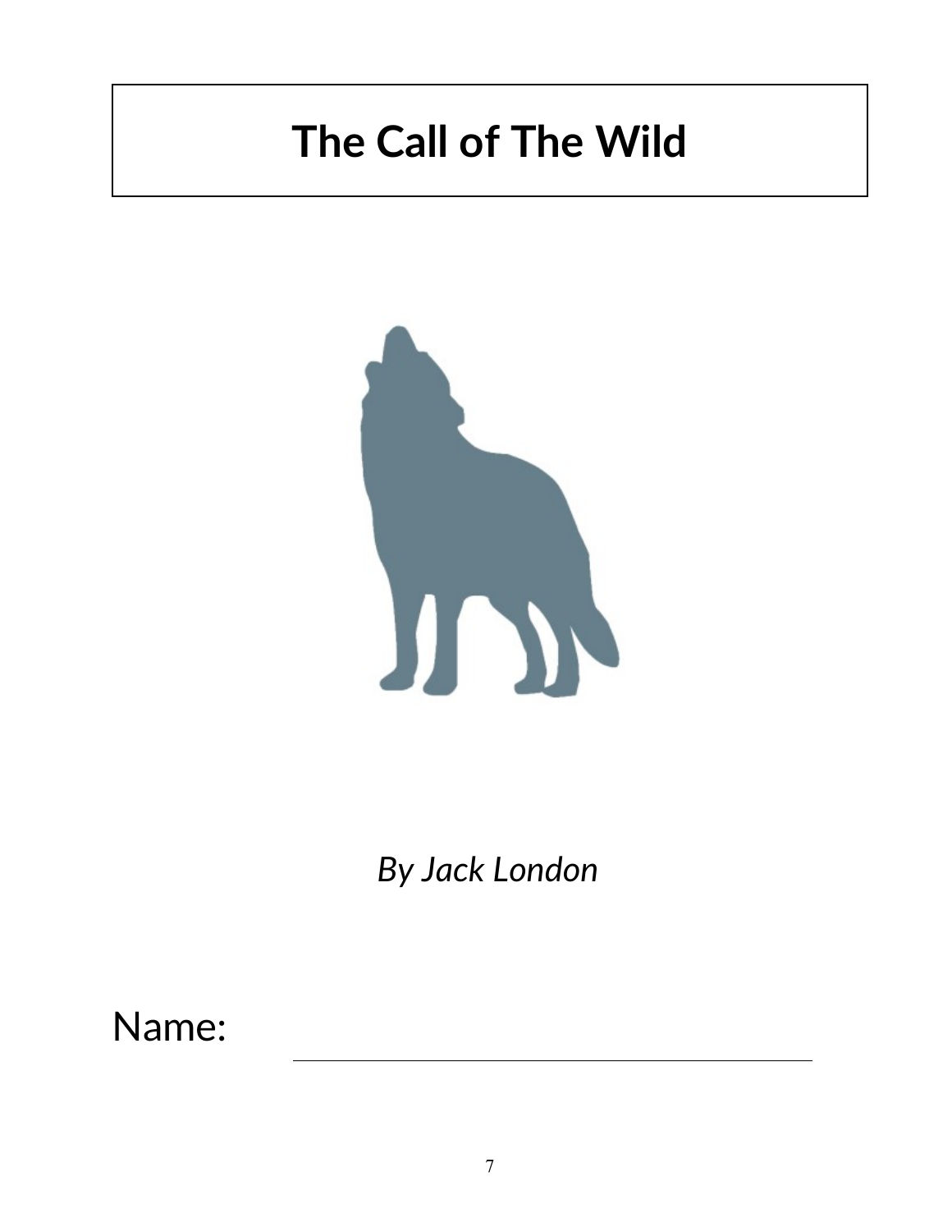# The Call of The Wild

*By Jack London*

Name: ______________________________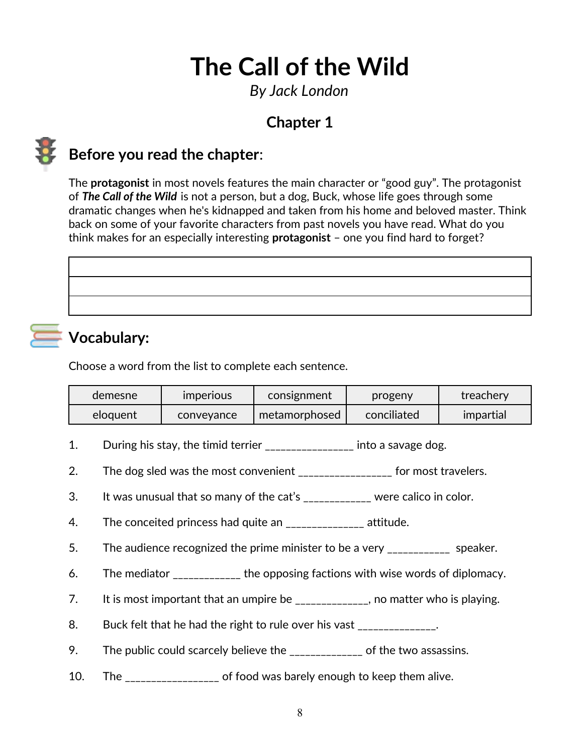# The Call of the Wild

*By Jack London*

## Chapter 1

### Before you read the chapter:

The **protagonist** in most novels features the main character or “good guy”. The protagonist of ***The Call of the Wild*** is not a person, but a dog, Buck, whose life goes through some dramatic changes when he's kidnapped and taken from his home and beloved master. Think back on some of your favorite characters from past novels you have read. What do you think makes for an especially interesting **protagonist** – one you find hard to forget?

| |
|---|
| |
| |
| |

### Vocabulary:

Choose a word from the list to complete each sentence.

| demesne | imperious | consignment | progeny | treachery |
|---|---|---|---|---|
| eloquent | conveyance | metamorphosed | conciliated | impartial |

1. During his stay, the timid terrier _______________ into a savage dog.
2. The dog sled was the most convenient ________________ for most travelers.
3. It was unusual that so many of the cat’s ____________ were calico in color.
4. The conceited princess had quite an _____________ attitude.
5. The audience recognized the prime minister to be a very ___________ speaker.
6. The mediator ____________ the opposing factions with wise words of diplomacy.
7. It is most important that an umpire be _____________, no matter who is playing.
8. Buck felt that he had the right to rule over his vast ______________.
9. The public could scarcely believe the _____________ of the two assassins.
10. The ________________ of food was barely enough to keep them alive.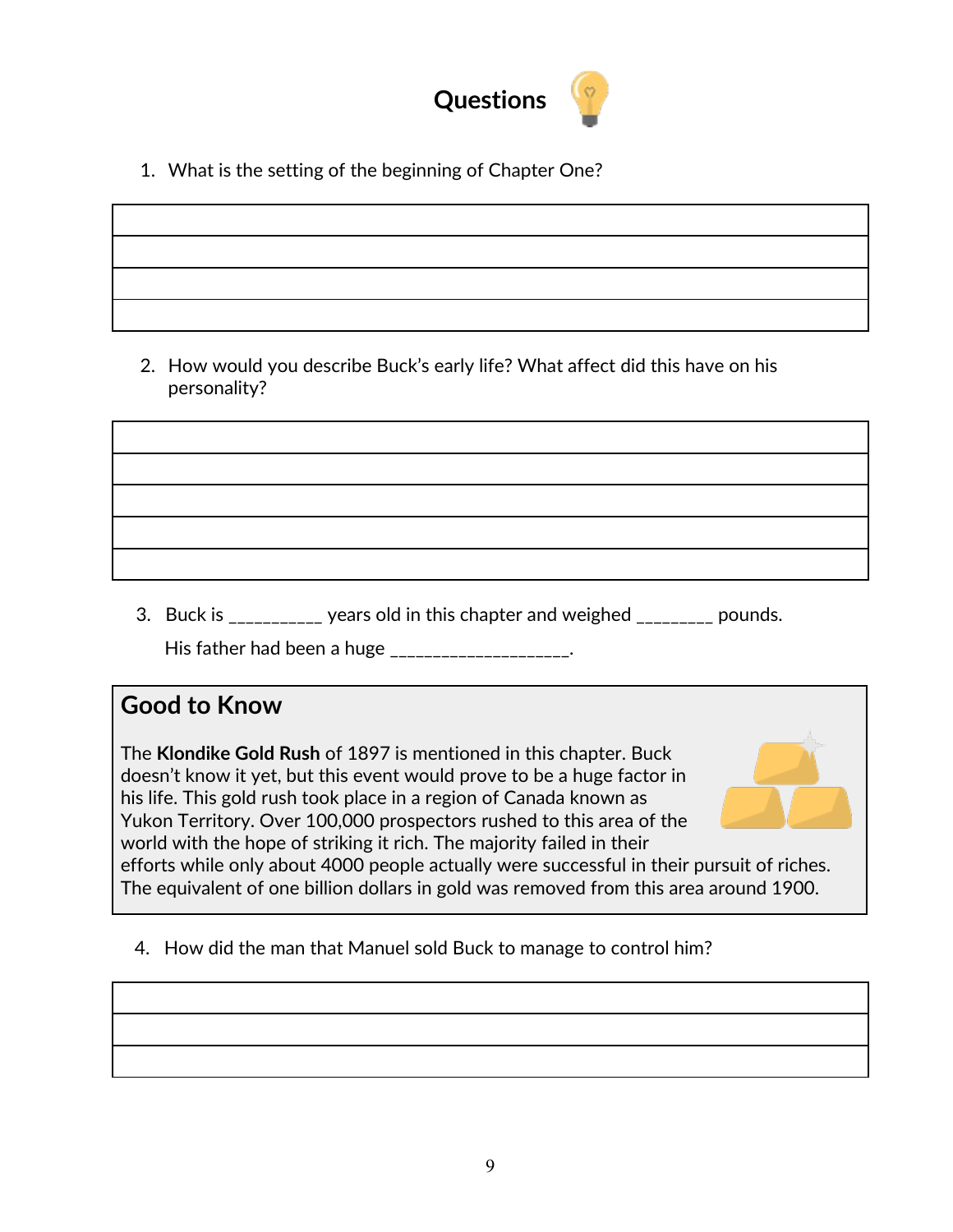# Questions

1. What is the setting of the beginning of Chapter One?

2. How would you describe Buck's early life? What affect did this have on his personality?

3. Buck is __________ years old in this chapter and weighed ________ pounds.

   His father had been a huge ___________________.

## Good to Know

The **Klondike Gold Rush** of 1897 is mentioned in this chapter. Buck doesn't know it yet, but this event would prove to be a huge factor in his life. This gold rush took place in a region of Canada known as Yukon Territory. Over 100,000 prospectors rushed to this area of the world with the hope of striking it rich. The majority failed in their efforts while only about 4000 people actually were successful in their pursuit of riches. The equivalent of one billion dollars in gold was removed from this area around 1900.

4. How did the man that Manuel sold Buck to manage to control him?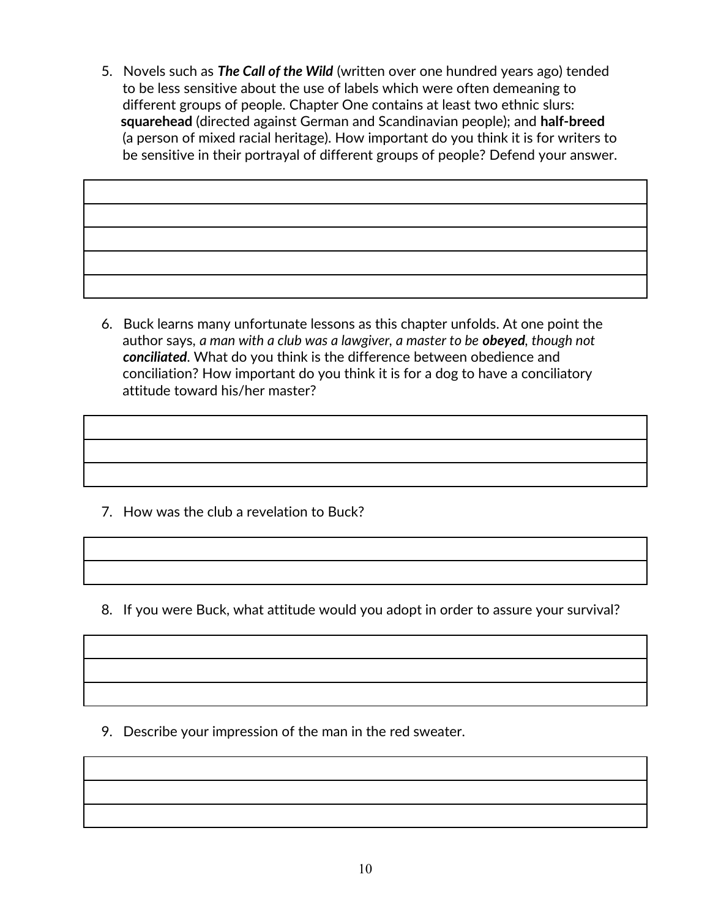5. Novels such as ***The Call of the Wild*** (written over one hundred years ago) tended to be less sensitive about the use of labels which were often demeaning to different groups of people. Chapter One contains at least two ethnic slurs: **squarehead** (directed against German and Scandinavian people); and **half-breed** (a person of mixed racial heritage). How important do you think it is for writers to be sensitive in their portrayal of different groups of people? Defend your answer.

| |
|---|
| |
| |
| |
| |

6. Buck learns many unfortunate lessons as this chapter unfolds. At one point the author says, *a man with a club was a lawgiver, a master to be* ***obeyed****, though not* ***conciliated***. What do you think is the difference between obedience and conciliation? How important do you think it is for a dog to have a conciliatory attitude toward his/her master?

| |
|---|
| |
| |

7. How was the club a revelation to Buck?

| |
|---|
| |

8. If you were Buck, what attitude would you adopt in order to assure your survival?

| |
|---|
| |
| |

9. Describe your impression of the man in the red sweater.

| |
|---|
| |
| |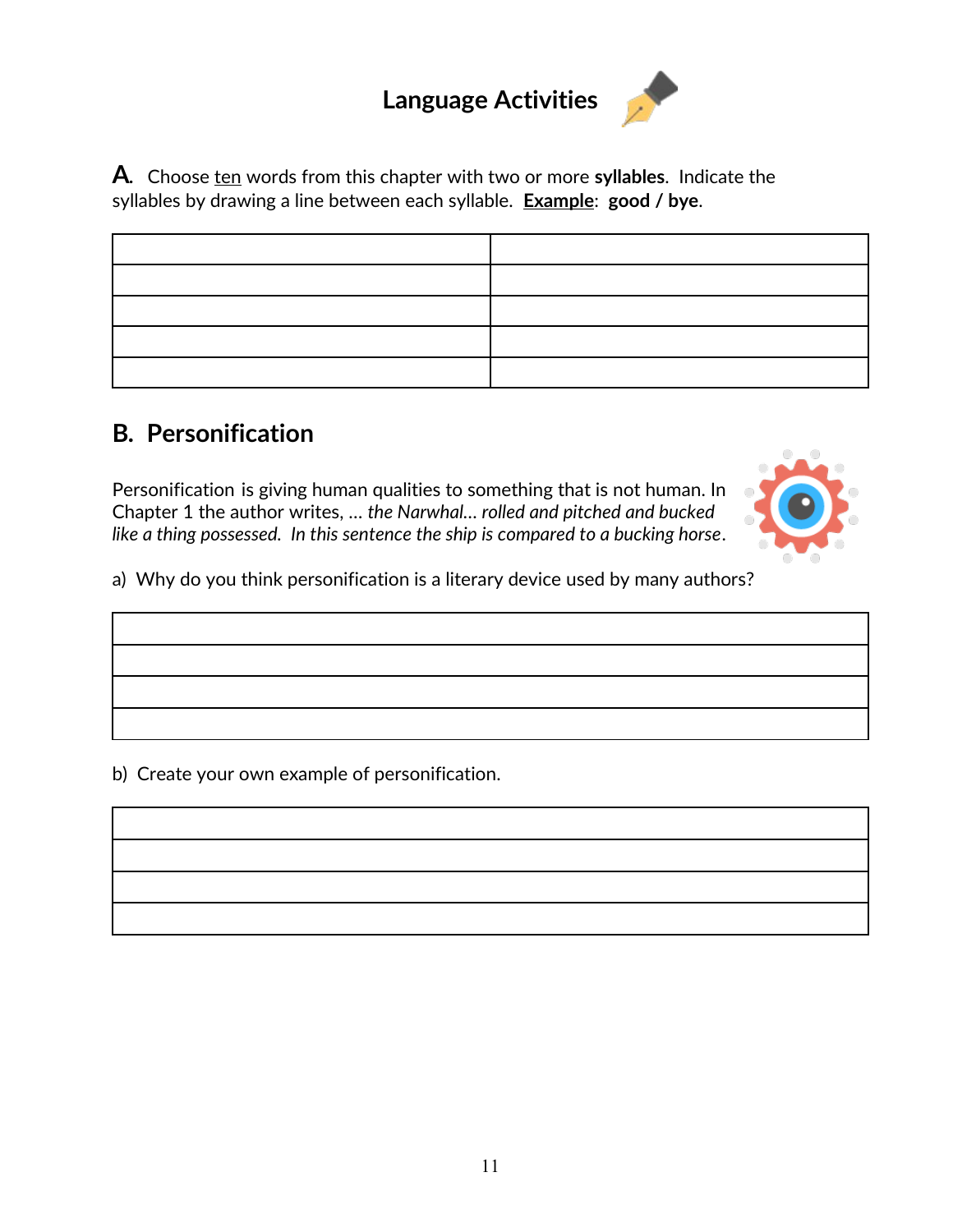# Language Activities

**A.** Choose <u>ten</u> words from this chapter with two or more **syllables**. Indicate the syllables by drawing a line between each syllable. **<u>Example</u>**: **good / bye**.

| | |
|---|---|
| | |
| | |
| | |
| | |
| | |

## B. Personification

Personification is giving human qualities to something that is not human. In Chapter 1 the author writes, … *the Narwhal… rolled and pitched and bucked like a thing possessed. In this sentence the ship is compared to a bucking horse*.

a) Why do you think personification is a literary device used by many authors?

| |
|---|
| |
| |
| |
| |

b) Create your own example of personification.

| |
|---|
| |
| |
| |
| |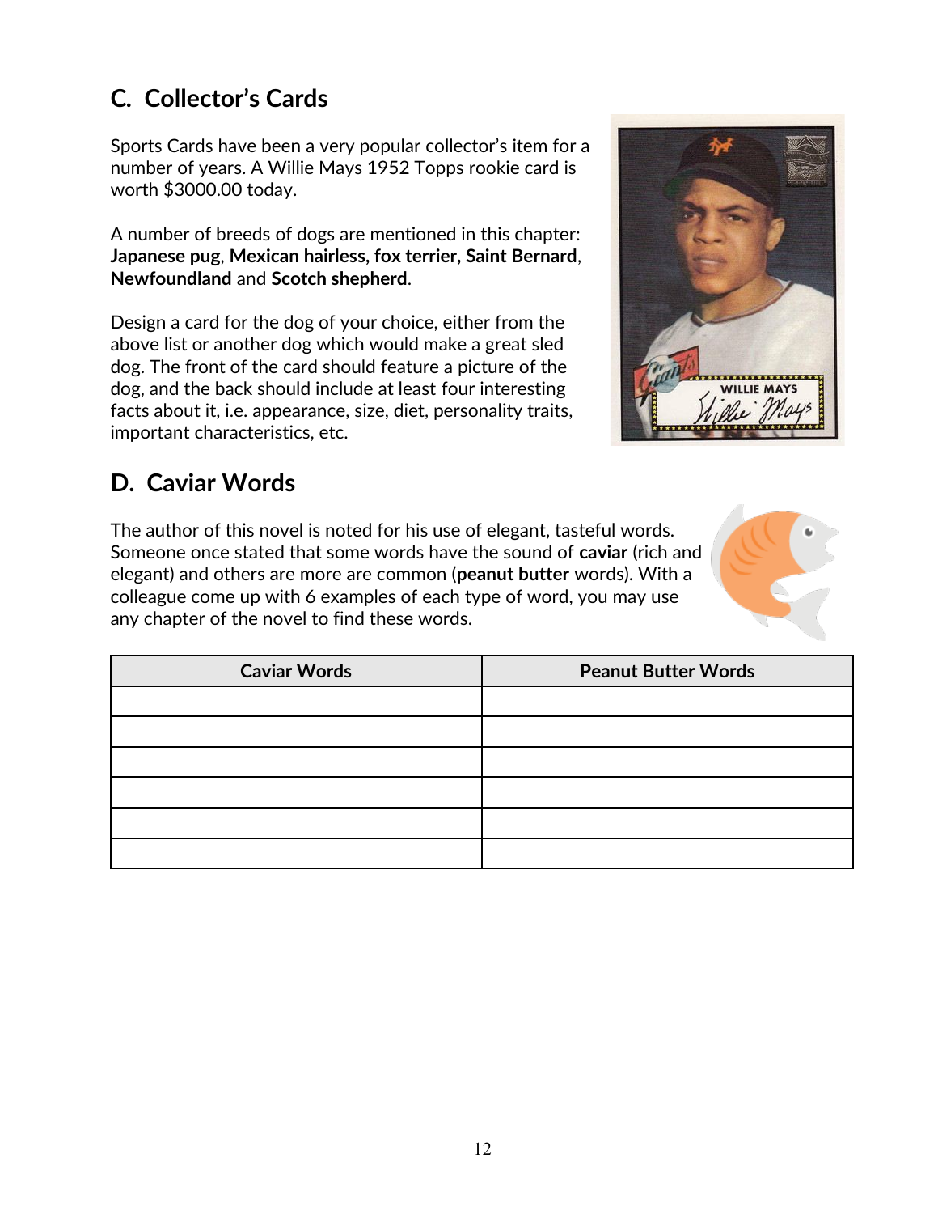## C. Collector's Cards

Sports Cards have been a very popular collector's item for a number of years. A Willie Mays 1952 Topps rookie card is worth $3000.00 today.

A number of breeds of dogs are mentioned in this chapter: **Japanese pug**, **Mexican hairless, fox terrier, Saint Bernard**, **Newfoundland** and **Scotch shepherd**.

Design a card for the dog of your choice, either from the above list or another dog which would make a great sled dog. The front of the card should feature a picture of the dog, and the back should include at least four interesting facts about it, i.e. appearance, size, diet, personality traits, important characteristics, etc.

## D. Caviar Words

The author of this novel is noted for his use of elegant, tasteful words. Someone once stated that some words have the sound of **caviar** (rich and elegant) and others are more are common (**peanut butter** words). With a colleague come up with 6 examples of each type of word, you may use any chapter of the novel to find these words.

| Caviar Words | Peanut Butter Words |
|---|---|
| | |
| | |
| | |
| | |
| | |
| | |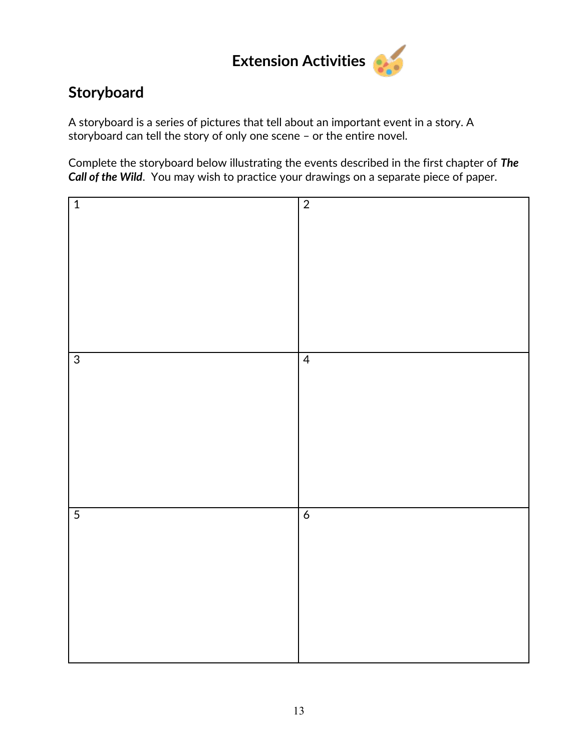# Extension Activities

## Storyboard

A storyboard is a series of pictures that tell about an important event in a story. A storyboard can tell the story of only one scene – or the entire novel.

Complete the storyboard below illustrating the events described in the first chapter of ***The Call of the Wild***. You may wish to practice your drawings on a separate piece of paper.

| | |
|---|---|
| 1 | 2 |
| 3 | 4 |
| 5 | 6 |